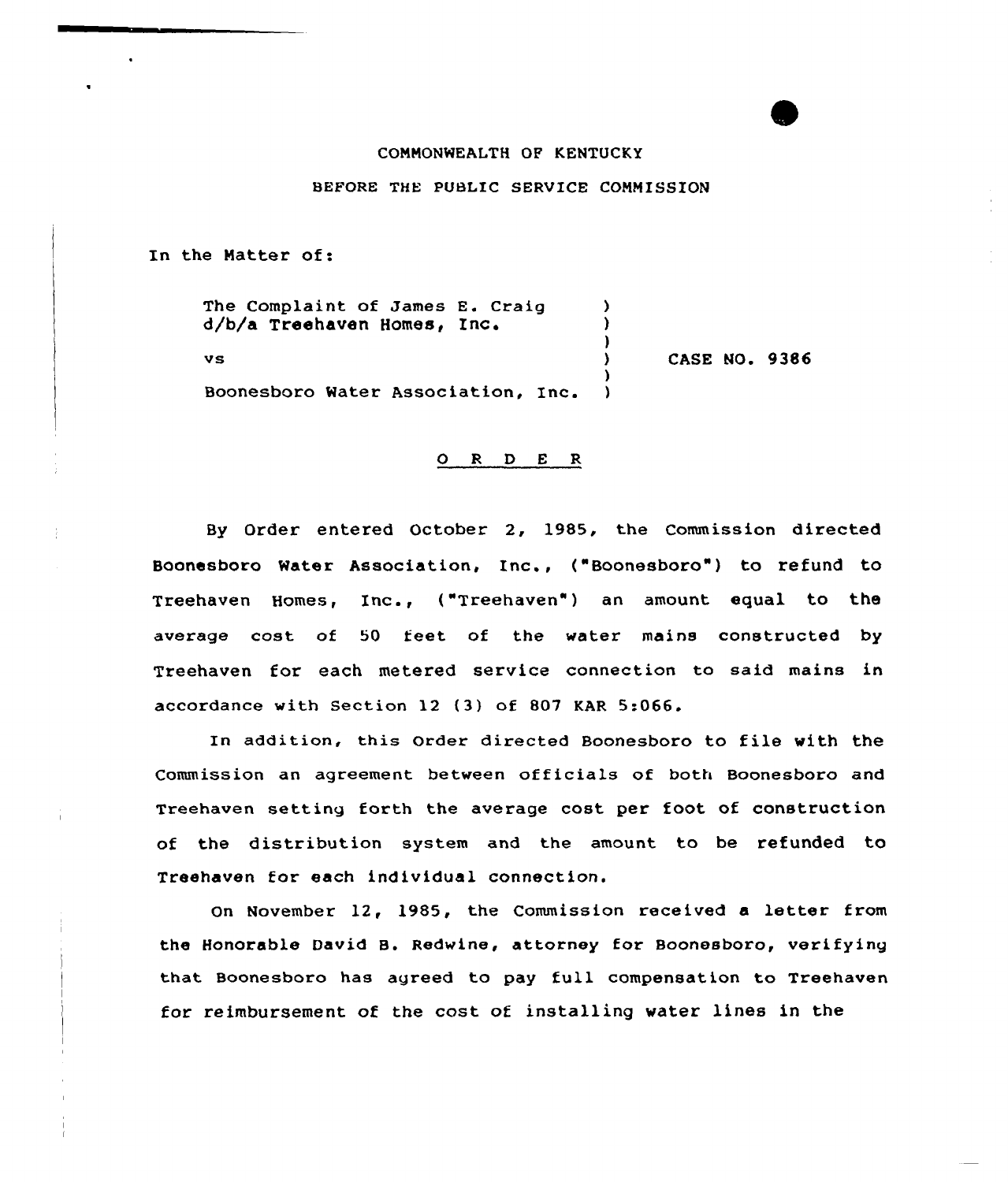COMMONWEALTH OF KENTUCKY

BEFORE THE PUBLIC SERVICE COMMISSION

In the Matter of:

| | | |
|---|---|---|
| The Complaint of James E. Craig d/b/a Treehaven Homes, Inc. vs Boonesboro Water Association, Inc. | ) | CASE NO. 9386 |

O R D E R

By Order entered October 2, 1985, the Commission directed Boonesboro Water Association, Inc., ("Boonesboro") to refund to Treehaven Homes, Inc., ("Treehaven") an amount equal to the average cost of 50 feet of the water mains constructed by Treehaven for each metered service connection to said mains in accordance with Section 12 (3) of 807 KAR 5:066.

In addition, this Order directed Boonesboro to file with the Commission an agreement between officials of both Boonesboro and Treehaven setting forth the average cost per foot of construction of the distribution system and the amount to be refunded to Treehaven for each individual connection.

On November 12, 1985, the Commission received a letter from the Honorable David B. Redwine, attorney for Boonesboro, verifying that Boonesboro has agreed to pay full compensation to Treehaven for reimbursement of the cost of installing water lines in the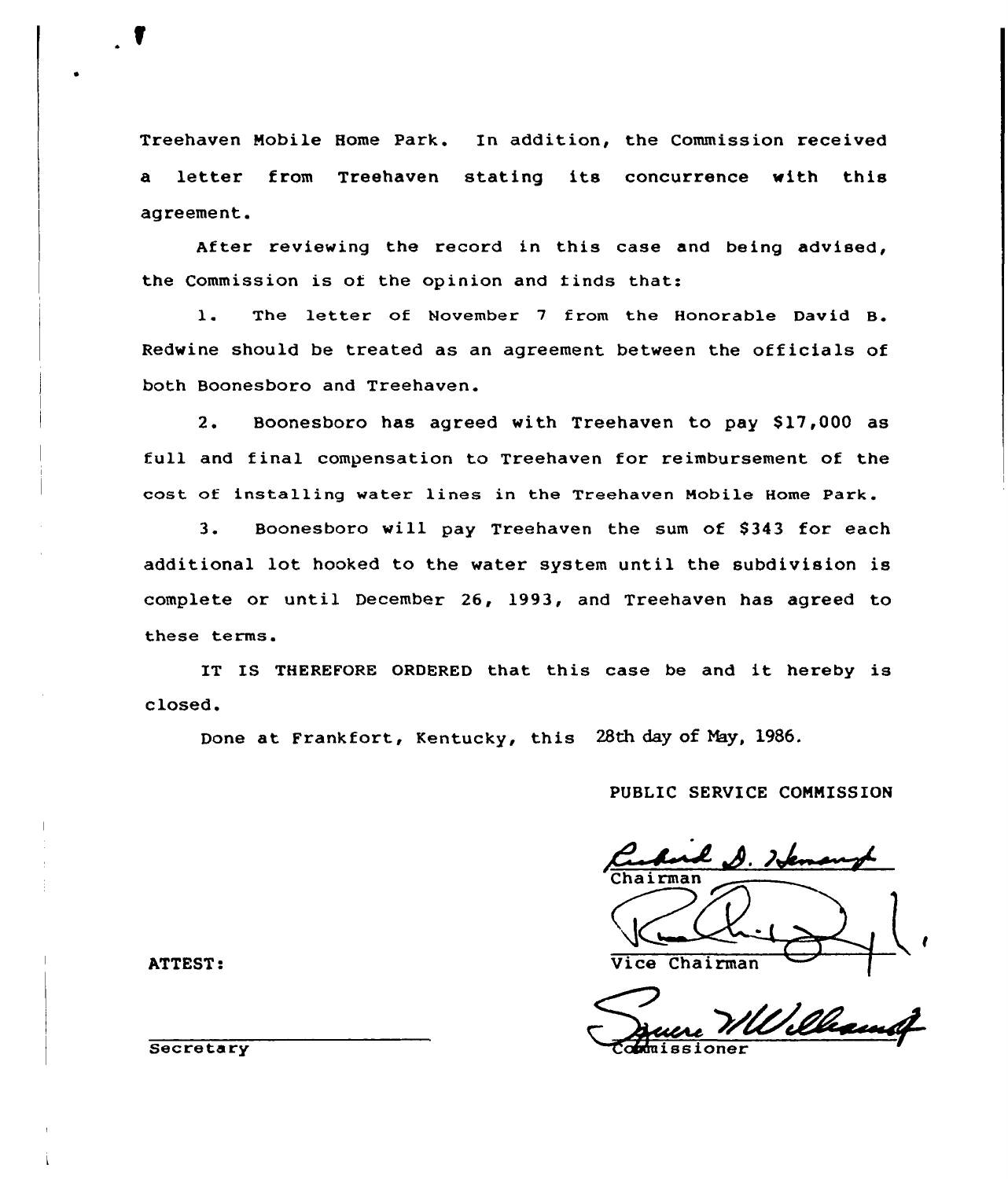Treehaven Mobile Home Park. In addition, the Commission received a letter from Treehaven stating its concurrence with this agreement.

After reviewing the record in this case and being advised, the Commission is of the opinion and finds that:

1. The letter of November 7 from the Honorable David B. Redwine should be treated as an agreement between the officials of both Boonesboro and Treehaven.

2. Boonesboro has agreed with Treehaven to pay $17,000 as full and final compensation to Treehaven for reimbursement of the cost of installing water lines in the Treehaven Mobile Home Park.

3. Boonesboro will pay Treehaven the sum of $343 for each additional lot hooked to the water system until the subdivision is complete or until December 26, 1993, and Treehaven has agreed to these terms.

IT IS THEREFORE ORDERED that this case be and it hereby is closed.

Done at Frankfort, Kentucky, this 28th day of May, 1986.

PUBLIC SERVICE COMMISSION

Chairman

Vice Chairman

Commissioner

ATTEST:

Secretary